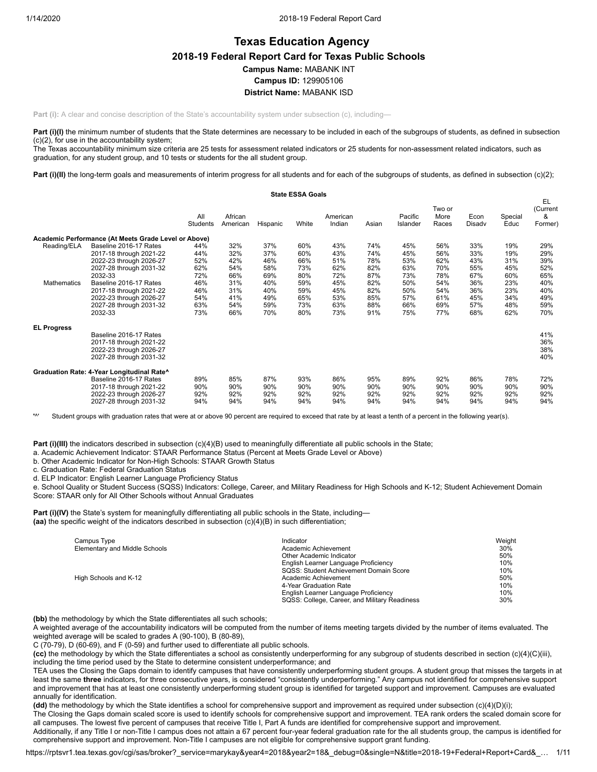# Texas Education Agency

## 2018-19 Federal Report Card for Texas Public Schools

**Campus Name:** MABANK INT

**Campus ID:** 129905106

**District Name:** MABANK ISD

**Part (i):** A clear and concise description of the State's accountability system under subsection (c), including—

**Part (i)(I)** the minimum number of students that the State determines are necessary to be included in each of the subgroups of students, as defined in subsection (c)(2), for use in the accountability system;
The Texas accountability minimum size criteria are 25 tests for assessment related indicators or 25 students for non-assessment related indicators, such as graduation, for any student group, and 10 tests or students for the all student group.

**Part (i)(II)** the long-term goals and measurements of interim progress for all students and for each of the subgroups of students, as defined in subsection (c)(2);

**State ESSA Goals**

| | | All Students | African American | Hispanic | White | American Indian | Asian | Pacific Islander | Two or More Races | Econ Disadv | Special Educ | EL (Current & Former) |
|---|---|---|---|---|---|---|---|---|---|---|---|---|
| **Academic Performance (At Meets Grade Level or Above)** | | | | | | | | | | | | |
| Reading/ELA | Baseline 2016-17 Rates | 44% | 32% | 37% | 60% | 43% | 74% | 45% | 56% | 33% | 19% | 29% |
| | 2017-18 through 2021-22 | 44% | 32% | 37% | 60% | 43% | 74% | 45% | 56% | 33% | 19% | 29% |
| | 2022-23 through 2026-27 | 52% | 42% | 46% | 66% | 51% | 78% | 53% | 62% | 43% | 31% | 39% |
| | 2027-28 through 2031-32 | 62% | 54% | 58% | 73% | 62% | 82% | 63% | 70% | 55% | 45% | 52% |
| | 2032-33 | 72% | 66% | 69% | 80% | 72% | 87% | 73% | 78% | 67% | 60% | 65% |
| Mathematics | Baseline 2016-17 Rates | 46% | 31% | 40% | 59% | 45% | 82% | 50% | 54% | 36% | 23% | 40% |
| | 2017-18 through 2021-22 | 46% | 31% | 40% | 59% | 45% | 82% | 50% | 54% | 36% | 23% | 40% |
| | 2022-23 through 2026-27 | 54% | 41% | 49% | 65% | 53% | 85% | 57% | 61% | 45% | 34% | 49% |
| | 2027-28 through 2031-32 | 63% | 54% | 59% | 73% | 63% | 88% | 66% | 69% | 57% | 48% | 59% |
| | 2032-33 | 73% | 66% | 70% | 80% | 73% | 91% | 75% | 77% | 68% | 62% | 70% |
| **EL Progress** | | | | | | | | | | | | |
| | Baseline 2016-17 Rates | | | | | | | | | | | 41% |
| | 2017-18 through 2021-22 | | | | | | | | | | | 36% |
| | 2022-23 through 2026-27 | | | | | | | | | | | 38% |
| | 2027-28 through 2031-32 | | | | | | | | | | | 40% |
| **Graduation Rate: 4-Year Longitudinal Rate^** | | | | | | | | | | | | |
| | Baseline 2016-17 Rates | 89% | 85% | 87% | 93% | 86% | 95% | 89% | 92% | 86% | 78% | 72% |
| | 2017-18 through 2021-22 | 90% | 90% | 90% | 90% | 90% | 90% | 90% | 90% | 90% | 90% | 90% |
| | 2022-23 through 2026-27 | 92% | 92% | 92% | 92% | 92% | 92% | 92% | 92% | 92% | 92% | 92% |
| | 2027-28 through 2031-32 | 94% | 94% | 94% | 94% | 94% | 94% | 94% | 94% | 94% | 94% | 94% |

'^' Student groups with graduation rates that were at or above 90 percent are required to exceed that rate by at least a tenth of a percent in the following year(s).

**Part (i)(III)** the indicators described in subsection (c)(4)(B) used to meaningfully differentiate all public schools in the State;
a. Academic Achievement Indicator: STAAR Performance Status (Percent at Meets Grade Level or Above)
b. Other Academic Indicator for Non-High Schools: STAAR Growth Status
c. Graduation Rate: Federal Graduation Status
d. ELP Indicator: English Learner Language Proficiency Status
e. School Quality or Student Success (SQSS) Indicators: College, Career, and Military Readiness for High Schools and K-12; Student Achievement Domain Score: STAAR only for All Other Schools without Annual Graduates

**Part (i)(IV)** the State's system for meaningfully differentiating all public schools in the State, including—
**(aa)** the specific weight of the indicators described in subsection (c)(4)(B) in such differentiation;

| Campus Type | Indicator | Weight |
|---|---|---|
| Elementary and Middle Schools | Academic Achievement | 30% |
| | Other Academic Indicator | 50% |
| | English Learner Language Proficiency | 10% |
| | SQSS: Student Achievement Domain Score | 10% |
| High Schools and K-12 | Academic Achievement | 50% |
| | 4-Year Graduation Rate | 10% |
| | English Learner Language Proficiency | 10% |
| | SQSS: College, Career, and Military Readiness | 30% |

**(bb)** the methodology by which the State differentiates all such schools;
A weighted average of the accountability indicators will be computed from the number of items meeting targets divided by the number of items evaluated. The weighted average will be scaled to grades A (90-100), B (80-89),
C (70-79), D (60-69), and F (0-59) and further used to differentiate all public schools.
**(cc)** the methodology by which the State differentiates a school as consistently underperforming for any subgroup of students described in section (c)(4)(C)(iii), including the time period used by the State to determine consistent underperformance; and
TEA uses the Closing the Gaps domain to identify campuses that have consistently underperforming student groups. A student group that misses the targets in at least the same **three** indicators, for three consecutive years, is considered "consistently underperforming." Any campus not identified for comprehensive support and improvement that has at least one consistently underperforming student group is identified for targeted support and improvement. Campuses are evaluated annually for identification.
**(dd)** the methodology by which the State identifies a school for comprehensive support and improvement as required under subsection (c)(4)(D)(i);
The Closing the Gaps domain scaled score is used to identify schools for comprehensive support and improvement. TEA rank orders the scaled domain score for all campuses. The lowest five percent of campuses that receive Title I, Part A funds are identified for comprehensive support and improvement.
Additionally, if any Title I or non-Title I campus does not attain a 67 percent four-year federal graduation rate for the all students group, the campus is identified for comprehensive support and improvement. Non-Title I campuses are not eligible for comprehensive support grant funding.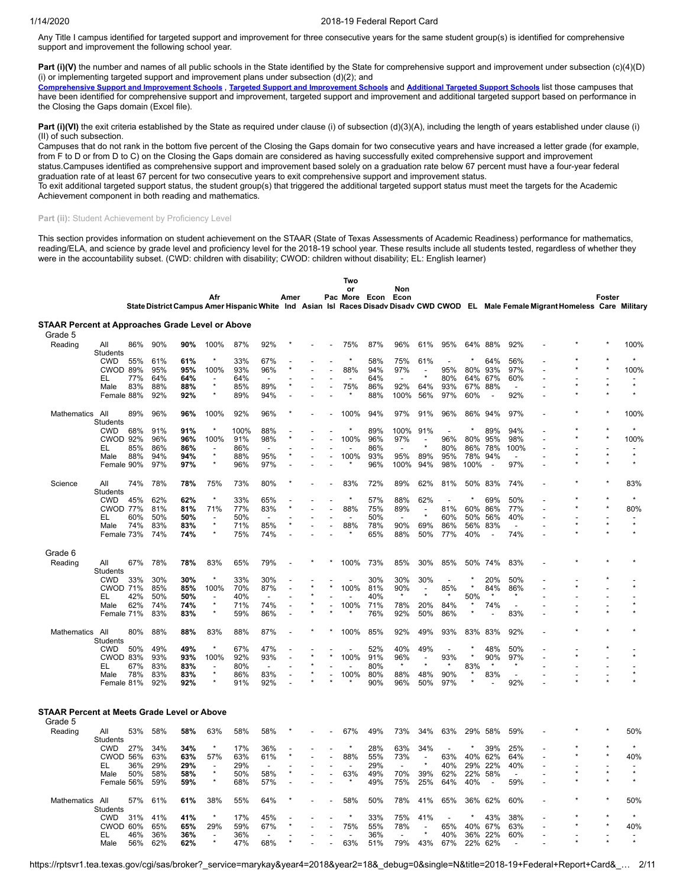Any Title I campus identified for targeted support and improvement for three consecutive years for the same student group(s) is identified for comprehensive support and improvement the following school year.

**Part (i)(V)** the number and names of all public schools in the State identified by the State for comprehensive support and improvement under subsection (c)(4)(D)(i) or implementing targeted support and improvement plans under subsection (d)(2); and
**Comprehensive Support and Improvement Schools** , **Targeted Support and Improvement Schools** and **Additional Targeted Support Schools** list those campuses that have been identified for comprehensive support and improvement, targeted support and improvement and additional targeted support based on performance in the Closing the Gaps domain (Excel file).

**Part (i)(VI)** the exit criteria established by the State as required under clause (i) of subsection (d)(3)(A), including the length of years established under clause (i)(II) of such subsection.
Campuses that do not rank in the bottom five percent of the Closing the Gaps domain for two consecutive years and have increased a letter grade (for example, from F to D or from D to C) on the Closing the Gaps domain are considered as having successfully exited comprehensive support and improvement status.Campuses identified as comprehensive support and improvement based solely on a graduation rate below 67 percent must have a four-year federal graduation rate of at least 67 percent for two consecutive years to exit comprehensive support and improvement status.
To exit additional targeted support status, the student group(s) that triggered the additional targeted support status must meet the targets for the Academic Achievement component in both reading and mathematics.

**Part (ii):** Student Achievement by Proficiency Level

This section provides information on student achievement on the STAAR (State of Texas Assessments of Academic Readiness) performance for mathematics, reading/ELA, and science by grade level and proficiency level for the 2018-19 school year. These results include all students tested, regardless of whether they were in the accountability subset. (CWD: children with disability; CWOD: children without disability; EL: English learner)

| | | State | District | Campus | Afr Amer | Hispanic | White | Amer Ind | Asian | Pac Isl | Two or More Races | Econ Disadv | Non Econ Disadv | CWD | CWOD | EL | Male | Female | Migrant | Homeless | Foster Care | Military |
|---|---|---|---|---|---|---|---|---|---|---|---|---|---|---|---|---|---|---|---|---|---|---|
| **STAAR Percent at Approaches Grade Level or Above** | | | | | | | | | | | | | | | | | | | | | | |
| Grade 5 | | | | | | | | | | | | | | | | | | | | | | |
| Reading | All Students | 86% | 90% | **90%** | 100% | 87% | 92% | * | - | - | 75% | 87% | 96% | 61% | 95% | 64% | 88% | 92% | - | * | * | 100% |
| | CWD | 55% | 61% | **61%** | * | 33% | 67% | - | - | - | * | 58% | 75% | 61% | - | * | 64% | 56% | - | * | * | * |
| | CWOD | 89% | 95% | **95%** | 100% | 93% | 96% | * | - | - | 88% | 94% | 97% | - | 95% | 80% | 93% | 97% | - | * | * | 100% |
| | EL | 77% | 64% | **64%** | - | 64% | - | - | - | - | - | 64% | - | * | 80% | 64% | 67% | 60% | - | - | - | - |
| | Male | 83% | 88% | **88%** | * | 85% | 89% | * | - | - | 75% | 86% | 92% | 64% | 93% | 67% | 88% | - | - | * | * | * |
| | Female | 88% | 92% | **92%** | * | 89% | 94% | - | - | - | * | 88% | 100% | 56% | 97% | 60% | - | 92% | - | * | * | * |
| Mathematics | All Students | 89% | 96% | **96%** | 100% | 92% | 96% | * | - | - | 100% | 94% | 97% | 91% | 96% | 86% | 94% | 97% | - | * | * | 100% |
| | CWD | 68% | 91% | **91%** | * | 100% | 88% | - | - | - | * | 89% | 100% | 91% | - | * | 89% | 94% | - | * | * | * |
| | CWOD | 92% | 96% | **96%** | 100% | 91% | 98% | * | - | - | 100% | 96% | 97% | - | 96% | 80% | 95% | 98% | - | * | * | 100% |
| | EL | 85% | 86% | **86%** | - | 86% | - | - | - | - | - | 86% | - | * | 80% | 86% | 78% | 100% | - | - | - | - |
| | Male | 88% | 94% | **94%** | * | 88% | 95% | * | - | - | 100% | 93% | 95% | 89% | 95% | 78% | 94% | - | - | * | * | * |
| | Female | 90% | 97% | **97%** | * | 96% | 97% | - | - | - | * | 96% | 100% | 94% | 98% | 100% | - | 97% | - | * | * | * |
| Science | All Students | 74% | 78% | **78%** | 75% | 73% | 80% | * | - | - | 83% | 72% | 89% | 62% | 81% | 50% | 83% | 74% | - | * | * | 83% |
| | CWD | 45% | 62% | **62%** | * | 33% | 65% | - | - | - | * | 57% | 88% | 62% | - | * | 69% | 50% | - | * | * | * |
| | CWOD | 77% | 81% | **81%** | 71% | 77% | 83% | * | - | - | 88% | 75% | 89% | - | 81% | 60% | 86% | 77% | - | * | * | 80% |
| | EL | 60% | 50% | **50%** | - | 50% | - | - | - | - | - | 50% | - | * | 60% | 50% | 56% | 40% | - | - | - | - |
| | Male | 74% | 83% | **83%** | * | 71% | 85% | * | - | - | 88% | 78% | 90% | 69% | 86% | 56% | 83% | - | - | * | * | * |
| | Female | 73% | 74% | **74%** | * | 75% | 74% | - | - | - | * | 65% | 88% | 50% | 77% | 40% | - | 74% | - | * | * | * |
| Grade 6 | | | | | | | | | | | | | | | | | | | | | | |
| Reading | All Students | 67% | 78% | **78%** | 83% | 65% | 79% | - | * | * | 100% | 73% | 85% | 30% | 85% | 50% | 74% | 83% | - | * | * | * |
| | CWD | 33% | 30% | **30%** | * | 33% | 30% | - | - | - | - | 30% | 30% | 30% | - | * | 20% | 50% | - | - | * | - |
| | CWOD | 71% | 85% | **85%** | 100% | 70% | 87% | - | * | * | 100% | 81% | 90% | - | 85% | * | 84% | 86% | - | * | - | * |
| | EL | 42% | 50% | **50%** | - | 40% | - | - | * | - | - | 40% | * | * | * | 50% | * | * | - | - | - | - |
| | Male | 62% | 74% | **74%** | * | 71% | 74% | - | * | - | 100% | 71% | 78% | 20% | 84% | * | 74% | - | - | - | - | * |
| | Female | 71% | 83% | **83%** | * | 59% | 86% | - | * | * | * | 76% | 92% | 50% | 86% | * | - | 83% | - | * | * | * |
| Mathematics | All Students | 80% | 88% | **88%** | 83% | 88% | 87% | - | * | * | 100% | 85% | 92% | 49% | 93% | 83% | 83% | 92% | - | * | * | * |
| | CWD | 50% | 49% | **49%** | * | 67% | 47% | - | - | - | - | 52% | 40% | 49% | - | * | 48% | 50% | - | - | * | - |
| | CWOD | 83% | 93% | **93%** | 100% | 92% | 93% | - | * | * | 100% | 91% | 96% | - | 93% | * | 90% | 97% | - | * | - | * |
| | EL | 67% | 83% | **83%** | - | 80% | - | - | * | - | - | 80% | * | * | * | 83% | * | * | - | - | - | - |
| | Male | 78% | 83% | **83%** | * | 86% | 83% | - | * | - | 100% | 80% | 88% | 48% | 90% | * | 83% | - | - | - | - | * |
| | Female | 81% | 92% | **92%** | * | 91% | 92% | - | * | * | * | 90% | 96% | 50% | 97% | * | - | 92% | - | * | * | * |
| **STAAR Percent at Meets Grade Level or Above** | | | | | | | | | | | | | | | | | | | | | | |
| Grade 5 | | | | | | | | | | | | | | | | | | | | | | |
| Reading | All Students | 53% | 58% | **58%** | 63% | 58% | 58% | * | - | - | 67% | 49% | 73% | 34% | 63% | 29% | 58% | 59% | - | * | * | 50% |
| | CWD | 27% | 34% | **34%** | * | 17% | 36% | - | - | - | * | 28% | 63% | 34% | - | * | 39% | 25% | - | * | * | * |
| | CWOD | 56% | 63% | **63%** | 57% | 63% | 61% | * | - | - | 88% | 55% | 73% | - | 63% | 40% | 62% | 64% | - | * | * | 40% |
| | EL | 36% | 29% | **29%** | - | 29% | - | - | - | - | - | 29% | - | * | 40% | 29% | 22% | 40% | - | - | - | - |
| | Male | 50% | 58% | **58%** | * | 50% | 58% | * | - | - | 63% | 49% | 70% | 39% | 62% | 22% | 58% | - | - | * | * | * |
| | Female | 56% | 59% | **59%** | * | 68% | 57% | - | - | - | * | 49% | 75% | 25% | 64% | 40% | - | 59% | - | * | * | * |
| Mathematics | All Students | 57% | 61% | **61%** | 38% | 55% | 64% | * | - | - | 58% | 50% | 78% | 41% | 65% | 36% | 62% | 60% | - | * | * | 50% |
| | CWD | 31% | 41% | **41%** | * | 17% | 45% | - | - | - | * | 33% | 75% | 41% | - | * | 43% | 38% | - | * | * | * |
| | CWOD | 60% | 65% | **65%** | 29% | 59% | 67% | * | - | - | 75% | 55% | 78% | - | 65% | 40% | 67% | 63% | - | * | * | 40% |
| | EL | 46% | 36% | **36%** | - | 36% | - | - | - | - | - | 36% | - | * | 40% | 36% | 22% | 60% | - | - | - | - |
| | Male | 56% | 62% | **62%** | * | 47% | 68% | * | - | - | 63% | 51% | 79% | 43% | 67% | 22% | 62% | - | - | * | * | * |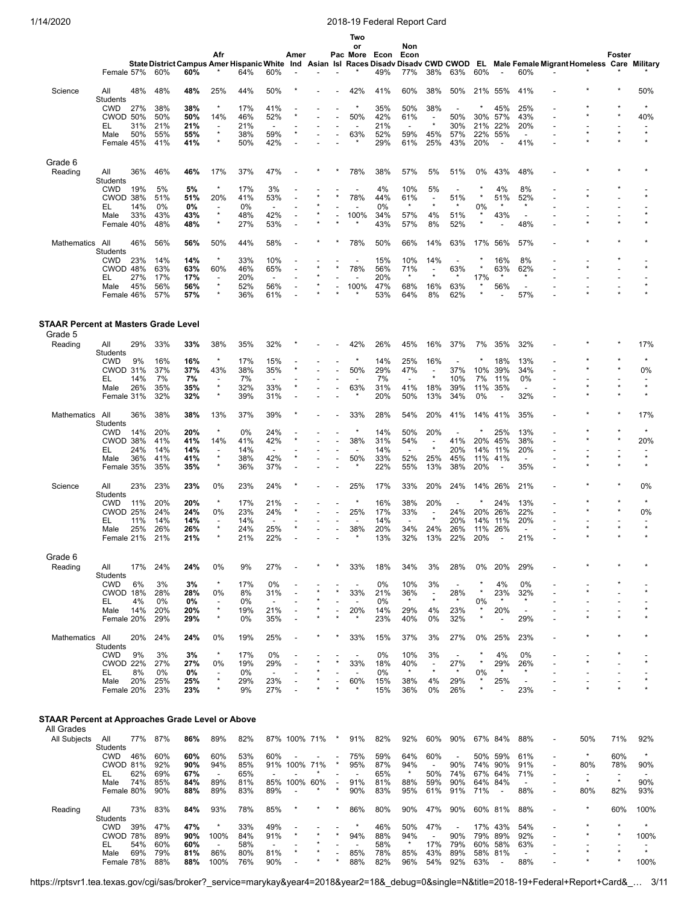| Subject | Group | State | District | Campus | Afr Amer | Hispanic | White | Amer Ind | Asian | Pac Isl | Two or More Races | Econ Disadv | Non Econ Disadv | CWD | CWOD | EL | Male | Female | Migrant | Homeless | Foster Care | Military |
|---|---|---|---|---|---|---|---|---|---|---|---|---|---|---|---|---|---|---|---|---|---|---|
| | Female | 57% | 60% | **60%** | * | 64% | 60% | - | - | - | * | 49% | 77% | 38% | 63% | 60% | - | 60% | - | * | * | * |
| Science | All Students | 48% | 48% | **48%** | 25% | 44% | 50% | * | - | - | 42% | 41% | 60% | 38% | 50% | 21% | 55% | 41% | - | * | * | 50% |
| | CWD | 27% | 38% | **38%** | * | 33% | 41% | - | - | - | * | 35% | 50% | 38% | - | * | 45% | 25% | - | * | * | * |
| | CWOD | 50% | 50% | **50%** | 14% | 46% | 52% | * | - | - | 50% | 42% | 61% | - | 50% | 30% | 57% | 43% | - | * | * | 40% |
| | EL | 31% | 21% | **21%** | - | 21% | - | - | - | - | - | 21% | - | * | 30% | 21% | 22% | 20% | - | - | - | - |
| | Male | 50% | 55% | **55%** | * | 38% | 59% | * | - | - | 63% | 52% | 59% | 45% | 57% | 22% | 55% | - | - | * | * | * |
| | Female | 45% | 41% | **41%** | * | 50% | 42% | - | - | - | * | 29% | 61% | 25% | 43% | 20% | - | 41% | - | * | * | * |
| **Grade 6** | | | | | | | | | | | | | | | | | | | | | | |
| Reading | All Students | 36% | 46% | **46%** | 17% | 37% | 47% | - | * | * | 78% | 38% | 57% | 5% | 51% | 0% | 43% | 48% | - | * | * | * |
| | CWD | 19% | 5% | **5%** | * | 17% | 3% | - | - | - | - | 4% | 10% | 5% | - | * | 4% | 8% | - | - | * | - |
| | CWOD | 38% | 51% | **51%** | 20% | 41% | 53% | - | * | * | 78% | 44% | 61% | - | 51% | * | 51% | 52% | - | * | - | * |
| | EL | 14% | 0% | **0%** | - | 0% | - | - | * | - | - | 0% | * | * | * | 0% | * | * | - | - | - | - |
| | Male | 33% | 43% | **43%** | * | 48% | 42% | - | * | - | 100% | 34% | 57% | 4% | 51% | * | 43% | - | - | - | - | * |
| | Female | 40% | 48% | **48%** | * | 27% | 53% | - | * | * | * | 43% | 57% | 8% | 52% | * | - | 48% | - | * | * | * |
| Mathematics | All Students | 46% | 56% | **56%** | 50% | 44% | 58% | - | * | * | 78% | 50% | 66% | 14% | 63% | 17% | 56% | 57% | - | * | * | * |
| | CWD | 23% | 14% | **14%** | * | 33% | 10% | - | - | - | - | 15% | 10% | 14% | - | * | 16% | 8% | - | - | * | - |
| | CWOD | 48% | 63% | **63%** | 60% | 46% | 65% | - | * | * | 78% | 56% | 71% | - | 63% | * | 63% | 62% | - | * | - | * |
| | EL | 27% | 17% | **17%** | - | 20% | - | - | * | - | - | 20% | * | * | * | 17% | * | * | - | - | - | - |
| | Male | 45% | 56% | **56%** | * | 52% | 56% | - | * | - | 100% | 47% | 68% | 16% | 63% | * | 56% | - | - | - | - | * |
| | Female | 46% | 57% | **57%** | * | 36% | 61% | - | * | * | * | 53% | 64% | 8% | 62% | * | - | 57% | - | * | * | * |
| **STAAR Percent at Masters Grade Level** | | | | | | | | | | | | | | | | | | | | | | |
| **Grade 5** | | | | | | | | | | | | | | | | | | | | | | |
| Reading | All Students | 29% | 33% | **33%** | 38% | 35% | 32% | * | - | - | 42% | 26% | 45% | 16% | 37% | 7% | 35% | 32% | - | * | * | 17% |
| | CWD | 9% | 16% | **16%** | * | 17% | 15% | - | - | - | * | 14% | 25% | 16% | - | * | 18% | 13% | - | * | * | * |
| | CWOD | 31% | 37% | **37%** | 43% | 38% | 35% | * | - | - | 50% | 29% | 47% | - | 37% | 10% | 39% | 34% | - | * | * | 0% |
| | EL | 14% | 7% | **7%** | - | 7% | - | - | - | - | - | 7% | - | * | 10% | 7% | 11% | 0% | - | - | - | - |
| | Male | 26% | 35% | **35%** | * | 32% | 33% | * | - | - | 63% | 31% | 41% | 18% | 39% | 11% | 35% | - | - | * | * | * |
| | Female | 31% | 32% | **32%** | * | 39% | 31% | - | - | - | * | 20% | 50% | 13% | 34% | 0% | - | 32% | - | * | * | * |
| Mathematics | All Students | 36% | 38% | **38%** | 13% | 37% | 39% | * | - | - | 33% | 28% | 54% | 20% | 41% | 14% | 41% | 35% | - | * | * | 17% |
| | CWD | 14% | 20% | **20%** | * | 0% | 24% | - | - | - | * | 14% | 50% | 20% | - | * | 25% | 13% | - | * | * | * |
| | CWOD | 38% | 41% | **41%** | 14% | 41% | 42% | * | - | - | 38% | 31% | 54% | - | 41% | 20% | 45% | 38% | - | * | * | 20% |
| | EL | 24% | 14% | **14%** | - | 14% | - | - | - | - | - | 14% | - | * | 20% | 14% | 11% | 20% | - | - | - | - |
| | Male | 36% | 41% | **41%** | * | 38% | 42% | * | - | - | 50% | 33% | 52% | 25% | 45% | 11% | 41% | - | - | * | * | * |
| | Female | 35% | 35% | **35%** | * | 36% | 37% | - | - | - | * | 22% | 55% | 13% | 38% | 20% | - | 35% | - | * | * | * |
| Science | All Students | 23% | 23% | **23%** | 0% | 23% | 24% | * | - | - | 25% | 17% | 33% | 20% | 24% | 14% | 26% | 21% | - | * | * | 0% |
| | CWD | 11% | 20% | **20%** | * | 17% | 21% | - | - | - | * | 16% | 38% | 20% | - | * | 24% | 13% | - | * | * | * |
| | CWOD | 25% | 24% | **24%** | 0% | 23% | 24% | * | - | - | 25% | 17% | 33% | - | 24% | 20% | 26% | 22% | - | * | * | 0% |
| | EL | 11% | 14% | **14%** | - | 14% | - | - | - | - | - | 14% | - | * | 20% | 14% | 11% | 20% | - | - | - | - |
| | Male | 25% | 26% | **26%** | * | 24% | 25% | * | - | - | 38% | 20% | 34% | 24% | 26% | 11% | 26% | - | - | * | * | * |
| | Female | 21% | 21% | **21%** | * | 21% | 22% | - | - | - | * | 13% | 32% | 13% | 22% | 20% | - | 21% | - | * | * | * |
| **Grade 6** | | | | | | | | | | | | | | | | | | | | | | |
| Reading | All Students | 17% | 24% | **24%** | 0% | 9% | 27% | - | * | * | 33% | 18% | 34% | 3% | 28% | 0% | 20% | 29% | - | * | * | * |
| | CWD | 6% | 3% | **3%** | * | 17% | 0% | - | - | - | - | 0% | 10% | 3% | - | * | 4% | 0% | - | - | * | - |
| | CWOD | 18% | 28% | **28%** | 0% | 8% | 31% | - | * | * | 33% | 21% | 36% | - | 28% | * | 23% | 32% | - | * | - | * |
| | EL | 4% | 0% | **0%** | - | 0% | - | - | * | - | - | 0% | * | * | * | 0% | * | * | - | - | - | - |
| | Male | 14% | 20% | **20%** | * | 19% | 21% | - | * | - | 20% | 14% | 29% | 4% | 23% | * | 20% | - | - | - | - | * |
| | Female | 20% | 29% | **29%** | * | 0% | 35% | - | * | * | * | 23% | 40% | 0% | 32% | * | - | 29% | - | * | * | * |
| Mathematics | All Students | 20% | 24% | **24%** | 0% | 19% | 25% | - | * | * | 33% | 15% | 37% | 3% | 27% | 0% | 25% | 23% | - | * | * | * |
| | CWD | 9% | 3% | **3%** | * | 17% | 0% | - | - | - | - | 0% | 10% | 3% | - | * | 4% | 0% | - | - | * | - |
| | CWOD | 22% | 27% | **27%** | 0% | 19% | 29% | - | * | * | 33% | 18% | 40% | - | 27% | * | 29% | 26% | - | * | - | * |
| | EL | 8% | 0% | **0%** | - | 0% | - | - | * | - | - | 0% | * | * | * | 0% | * | * | - | - | - | - |
| | Male | 20% | 25% | **25%** | * | 29% | 23% | - | * | - | 60% | 15% | 38% | 4% | 29% | * | 25% | - | - | - | - | * |
| | Female | 20% | 23% | **23%** | * | 9% | 27% | - | * | * | * | 15% | 36% | 0% | 26% | * | - | 23% | - | * | * | * |
| **STAAR Percent at Approaches Grade Level or Above** | | | | | | | | | | | | | | | | | | | | | | |
| **All Grades** | | | | | | | | | | | | | | | | | | | | | | |
| All Subjects | All Students | 77% | 87% | **86%** | 89% | 82% | 87% | 100% | 71% | * | 91% | 82% | 92% | 60% | 90% | 67% | 84% | 88% | - | 50% | 71% | 92% |
| | CWD | 46% | 60% | **60%** | 60% | 53% | 60% | - | - | - | 75% | 59% | 64% | 60% | - | 50% | 59% | 61% | - | * | 60% | * |
| | CWOD | 81% | 92% | **90%** | 94% | 85% | 91% | 100% | 71% | * | 95% | 87% | 94% | - | 90% | 74% | 90% | 91% | - | 80% | 78% | 90% |
| | EL | 62% | 69% | **67%** | - | 65% | - | - | * | - | - | 65% | * | 50% | 74% | 67% | 64% | 71% | - | - | - | - |
| | Male | 74% | 85% | **84%** | 89% | 81% | 85% | 100% | 60% | - | 91% | 81% | 88% | 59% | 90% | 64% | 84% | - | - | * | * | 90% |
| | Female | 80% | 90% | **88%** | 89% | 83% | 89% | - | * | * | 90% | 83% | 95% | 61% | 91% | 71% | - | 88% | - | 80% | 82% | 93% |
| Reading | All Students | 73% | 83% | **84%** | 93% | 78% | 85% | * | * | * | 86% | 80% | 90% | 47% | 90% | 60% | 81% | 88% | - | * | 60% | 100% |
| | CWD | 39% | 47% | **47%** | * | 33% | 49% | - | - | - | * | 46% | 50% | 47% | - | 17% | 43% | 54% | - | * | * | * |
| | CWOD | 78% | 89% | **90%** | 100% | 84% | 91% | * | * | * | 94% | 88% | 94% | - | 90% | 79% | 89% | 92% | - | * | * | 100% |
| | EL | 54% | 60% | **60%** | - | 58% | - | - | * | - | - | 58% | * | 17% | 79% | 60% | 58% | 63% | - | - | - | - |
| | Male | 69% | 79% | **81%** | 86% | 80% | 81% | * | * | - | 85% | 78% | 85% | 43% | 89% | 58% | 81% | - | - | * | * | * |
| | Female | 78% | 88% | **88%** | 100% | 76% | 90% | - | * | * | 88% | 82% | 96% | 54% | 92% | 63% | - | 88% | - | * | * | 100% |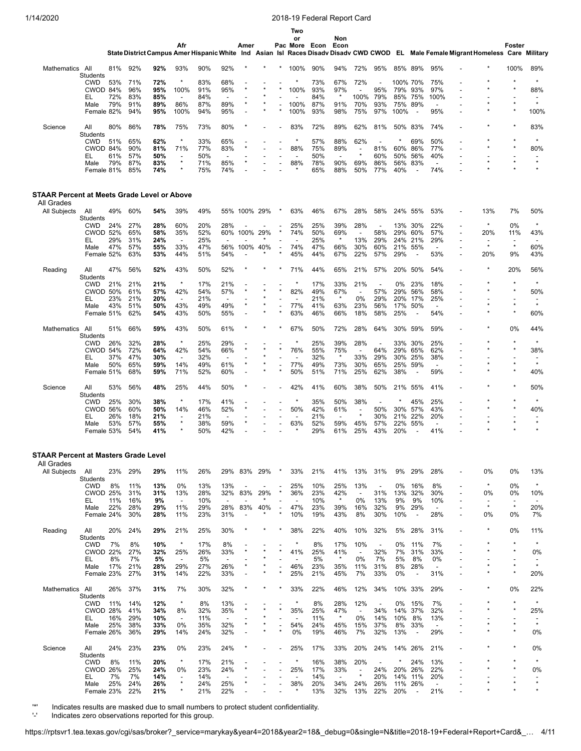| | | State | District | Campus | Afr Amer | Hispanic | White | Amer Ind | Asian | Pac Isl | Two or More Races | Econ Disadv | Non Econ Disadv | CWD | CWOD | EL | Male | Female | Migrant | Homeless | Foster Care | Military |
|---|---|---|---|---|---|---|---|---|---|---|---|---|---|---|---|---|---|---|---|---|---|---|
| Mathematics | All Students | 81% | 92% | **92%** | 93% | 90% | 92% | * | * | * | 100% | 90% | 94% | 72% | 95% | 85% | 89% | 95% | - | * | 100% | 89% |
| | CWD | 53% | 71% | **72%** | * | 83% | 68% | - | - | - | * | 73% | 67% | 72% | - | 100% | 70% | 75% | - | * | * | * |
| | CWOD | 84% | 96% | **95%** | 100% | 91% | 95% | * | * | * | 100% | 93% | 97% | - | 95% | 79% | 93% | 97% | - | * | * | 88% |
| | EL | 72% | 83% | **85%** | - | 84% | - | - | * | - | - | 84% | * | 100% | 79% | 85% | 75% | 100% | - | - | - | - |
| | Male | 79% | 91% | **89%** | 86% | 87% | 89% | * | * | - | 100% | 87% | 91% | 70% | 93% | 75% | 89% | - | - | * | * | * |
| | Female | 82% | 94% | **95%** | 100% | 94% | 95% | - | * | * | 100% | 93% | 98% | 75% | 97% | 100% | - | 95% | - | * | * | 100% |
| Science | All Students | 80% | 86% | **78%** | 75% | 73% | 80% | * | - | - | 83% | 72% | 89% | 62% | 81% | 50% | 83% | 74% | - | * | * | 83% |
| | CWD | 51% | 65% | **62%** | * | 33% | 65% | - | - | - | * | 57% | 88% | 62% | - | * | 69% | 50% | - | * | * | * |
| | CWOD | 84% | 90% | **81%** | 71% | 77% | 83% | * | - | - | 88% | 75% | 89% | - | 81% | 60% | 86% | 77% | - | * | * | 80% |
| | EL | 61% | 57% | **50%** | - | 50% | - | - | - | - | - | 50% | - | * | 60% | 50% | 56% | 40% | - | - | - | - |
| | Male | 79% | 87% | **83%** | * | 71% | 85% | * | - | - | 88% | 78% | 90% | 69% | 86% | 56% | 83% | - | - | * | * | * |
| | Female | 81% | 85% | **74%** | * | 75% | 74% | - | - | - | * | 65% | 88% | 50% | 77% | 40% | - | 74% | - | * | * | * |

**STAAR Percent at Meets Grade Level or Above**

All Grades

| | | State | District | Campus | Afr Amer | Hispanic | White | Amer Ind | Asian | Pac Isl | Two or More Races | Econ Disadv | Non Econ Disadv | CWD | CWOD | EL | Male | Female | Migrant | Homeless | Foster Care | Military |
|---|---|---|---|---|---|---|---|---|---|---|---|---|---|---|---|---|---|---|---|---|---|---|
| All Subjects | All Students | 49% | 60% | **54%** | 39% | 49% | 55% | 100% | 29% | * | 63% | 46% | 67% | 28% | 58% | 24% | 55% | 53% | - | 13% | 7% | 50% |
| | CWD | 24% | 27% | **28%** | 60% | 20% | 28% | - | - | - | 25% | 25% | 39% | 28% | - | 13% | 30% | 22% | - | * | 0% | * |
| | CWOD | 52% | 65% | **58%** | 35% | 52% | 60% | 100% | 29% | * | 74% | 50% | 69% | - | 58% | 29% | 60% | 57% | - | 20% | 11% | 43% |
| | EL | 29% | 31% | **24%** | - | 25% | - | - | * | - | - | 25% | * | 13% | 29% | 24% | 21% | 29% | - | - | - | - |
| | Male | 47% | 57% | **55%** | 33% | 47% | 56% | 100% | 40% | - | 74% | 47% | 66% | 30% | 60% | 21% | 55% | - | - | * | * | 60% |
| | Female | 52% | 63% | **53%** | 44% | 51% | 54% | - | * | * | 45% | 44% | 67% | 22% | 57% | 29% | - | 53% | - | 20% | 9% | 43% |
| Reading | All Students | 47% | 56% | **52%** | 43% | 50% | 52% | * | * | * | 71% | 44% | 65% | 21% | 57% | 20% | 50% | 54% | - | * | 20% | 56% |
| | CWD | 21% | 21% | **21%** | * | 17% | 21% | - | - | - | * | 17% | 33% | 21% | - | 0% | 23% | 18% | - | * | * | * |
| | CWOD | 50% | 61% | **57%** | 42% | 54% | 57% | * | * | * | 82% | 49% | 67% | - | 57% | 29% | 56% | 58% | - | * | * | 50% |
| | EL | 23% | 21% | **20%** | - | 21% | - | - | * | - | - | 21% | * | 0% | 29% | 20% | 17% | 25% | - | - | - | - |
| | Male | 43% | 51% | **50%** | 43% | 49% | 49% | * | * | - | 77% | 41% | 63% | 23% | 56% | 17% | 50% | - | - | * | * | * |
| | Female | 51% | 62% | **54%** | 43% | 50% | 55% | - | * | * | 63% | 46% | 66% | 18% | 58% | 25% | - | 54% | - | * | * | 60% |
| Mathematics | All Students | 51% | 66% | **59%** | 43% | 50% | 61% | * | * | * | 67% | 50% | 72% | 28% | 64% | 30% | 59% | 59% | - | * | 0% | 44% |
| | CWD | 26% | 32% | **28%** | * | 25% | 29% | - | - | - | * | 25% | 39% | 28% | - | 33% | 30% | 25% | - | * | * | * |
| | CWOD | 54% | 72% | **64%** | 42% | 54% | 66% | * | * | * | 76% | 55% | 75% | - | 64% | 29% | 65% | 62% | - | * | * | 38% |
| | EL | 37% | 47% | **30%** | - | 32% | - | - | * | - | - | 32% | * | 33% | 29% | 30% | 25% | 38% | - | - | - | - |
| | Male | 50% | 65% | **59%** | 14% | 49% | 61% | * | * | - | 77% | 49% | 73% | 30% | 65% | 25% | 59% | - | - | * | * | * |
| | Female | 51% | 68% | **59%** | 71% | 52% | 60% | - | * | * | 50% | 51% | 71% | 25% | 62% | 38% | - | 59% | - | * | * | 40% |
| Science | All Students | 53% | 56% | **48%** | 25% | 44% | 50% | * | - | - | 42% | 41% | 60% | 38% | 50% | 21% | 55% | 41% | - | * | * | 50% |
| | CWD | 25% | 30% | **38%** | * | 17% | 41% | - | - | - | * | 35% | 50% | 38% | - | * | 45% | 25% | - | * | * | * |
| | CWOD | 56% | 60% | **50%** | 14% | 46% | 52% | * | - | - | 50% | 42% | 61% | - | 50% | 30% | 57% | 43% | - | * | * | 40% |
| | EL | 26% | 18% | **21%** | - | 21% | - | - | - | - | - | 21% | - | * | 30% | 21% | 22% | 20% | - | - | - | - |
| | Male | 53% | 57% | **55%** | * | 38% | 59% | * | - | - | 63% | 52% | 59% | 45% | 57% | 22% | 55% | - | - | * | * | * |
| | Female | 53% | 54% | **41%** | * | 50% | 42% | - | - | - | * | 29% | 61% | 25% | 43% | 20% | - | 41% | - | * | * | * |

**STAAR Percent at Masters Grade Level**

All Grades

| | | State | District | Campus | Afr Amer | Hispanic | White | Amer Ind | Asian | Pac Isl | Two or More Races | Econ Disadv | Non Econ Disadv | CWD | CWOD | EL | Male | Female | Migrant | Homeless | Foster Care | Military |
|---|---|---|---|---|---|---|---|---|---|---|---|---|---|---|---|---|---|---|---|---|---|---|
| All Subjects | All Students | 23% | 29% | **29%** | 11% | 26% | 29% | 83% | 29% | * | 33% | 21% | 41% | 13% | 31% | 9% | 29% | 28% | - | 0% | 0% | 13% |
| | CWD | 8% | 11% | **13%** | 0% | 13% | 13% | - | - | - | 25% | 10% | 25% | 13% | - | 0% | 16% | 8% | - | * | 0% | * |
| | CWOD | 25% | 31% | **31%** | 13% | 28% | 32% | 83% | 29% | * | 36% | 23% | 42% | - | 31% | 13% | 32% | 30% | - | 0% | 0% | 10% |
| | EL | 11% | 16% | **9%** | - | 10% | - | - | * | - | - | 10% | * | 0% | 13% | 9% | 9% | 10% | - | - | - | - |
| | Male | 22% | 28% | **29%** | 11% | 29% | 28% | 83% | 40% | - | 47% | 23% | 39% | 16% | 32% | 9% | 29% | - | - | * | * | 20% |
| | Female | 24% | 30% | **28%** | 11% | 23% | 31% | - | * | * | 10% | 19% | 43% | 8% | 30% | 10% | - | 28% | - | 0% | 0% | 7% |
| Reading | All Students | 20% | 24% | **29%** | 21% | 25% | 30% | * | * | * | 38% | 22% | 40% | 10% | 32% | 5% | 28% | 31% | - | * | 0% | 11% |
| | CWD | 7% | 8% | **10%** | * | 17% | 8% | - | - | - | * | 8% | 17% | 10% | - | 0% | 11% | 7% | - | * | * | * |
| | CWOD | 22% | 27% | **32%** | 25% | 26% | 33% | * | * | * | 41% | 25% | 41% | - | 32% | 7% | 31% | 33% | - | * | * | 0% |
| | EL | 8% | 7% | **5%** | - | 5% | - | - | * | - | - | 5% | * | 0% | 7% | 5% | 8% | 0% | - | - | - | - |
| | Male | 17% | 21% | **28%** | 29% | 27% | 26% | * | * | - | 46% | 23% | 35% | 11% | 31% | 8% | 28% | - | - | * | * | * |
| | Female | 23% | 27% | **31%** | 14% | 22% | 33% | - | * | * | 25% | 21% | 45% | 7% | 33% | 0% | - | 31% | - | * | * | 20% |
| Mathematics | All Students | 26% | 37% | **31%** | 7% | 30% | 32% | * | * | * | 33% | 22% | 46% | 12% | 34% | 10% | 33% | 29% | - | * | 0% | 22% |
| | CWD | 11% | 14% | **12%** | * | 8% | 13% | - | - | - | * | 8% | 28% | 12% | - | 0% | 15% | 7% | - | * | * | * |
| | CWOD | 28% | 41% | **34%** | 8% | 32% | 35% | * | * | * | 35% | 25% | 47% | - | 34% | 14% | 37% | 32% | - | * | * | 25% |
| | EL | 16% | 29% | **10%** | - | 11% | - | - | * | - | - | 11% | * | 0% | 14% | 10% | 8% | 13% | - | - | - | - |
| | Male | 25% | 38% | **33%** | 0% | 35% | 32% | * | * | - | 54% | 24% | 45% | 15% | 37% | 8% | 33% | - | - | * | * | * |
| | Female | 26% | 36% | **29%** | 14% | 24% | 32% | - | * | * | 0% | 19% | 46% | 7% | 32% | 13% | - | 29% | - | * | * | 0% |
| Science | All Students | 24% | 23% | **23%** | 0% | 23% | 24% | * | - | - | 25% | 17% | 33% | 20% | 24% | 14% | 26% | 21% | - | * | * | 0% |
| | CWD | 8% | 11% | **20%** | * | 17% | 21% | - | - | - | * | 16% | 38% | 20% | - | * | 24% | 13% | - | * | * | * |
| | CWOD | 26% | 25% | **24%** | 0% | 23% | 24% | * | - | - | 25% | 17% | 33% | - | 24% | 20% | 26% | 22% | - | * | * | 0% |
| | EL | 7% | 7% | **14%** | - | 14% | - | - | - | - | - | 14% | - | * | 20% | 14% | 11% | 20% | - | - | - | - |
| | Male | 25% | 24% | **26%** | * | 24% | 25% | * | - | - | 38% | 20% | 34% | 24% | 26% | 11% | 26% | - | - | * | * | * |
| | Female | 23% | 22% | **21%** | * | 21% | 22% | - | - | - | * | 13% | 32% | 13% | 22% | 20% | - | 21% | - | * | * | * |

'*' Indicates results are masked due to small numbers to protect student confidentiality.
'-' Indicates zero observations reported for this group.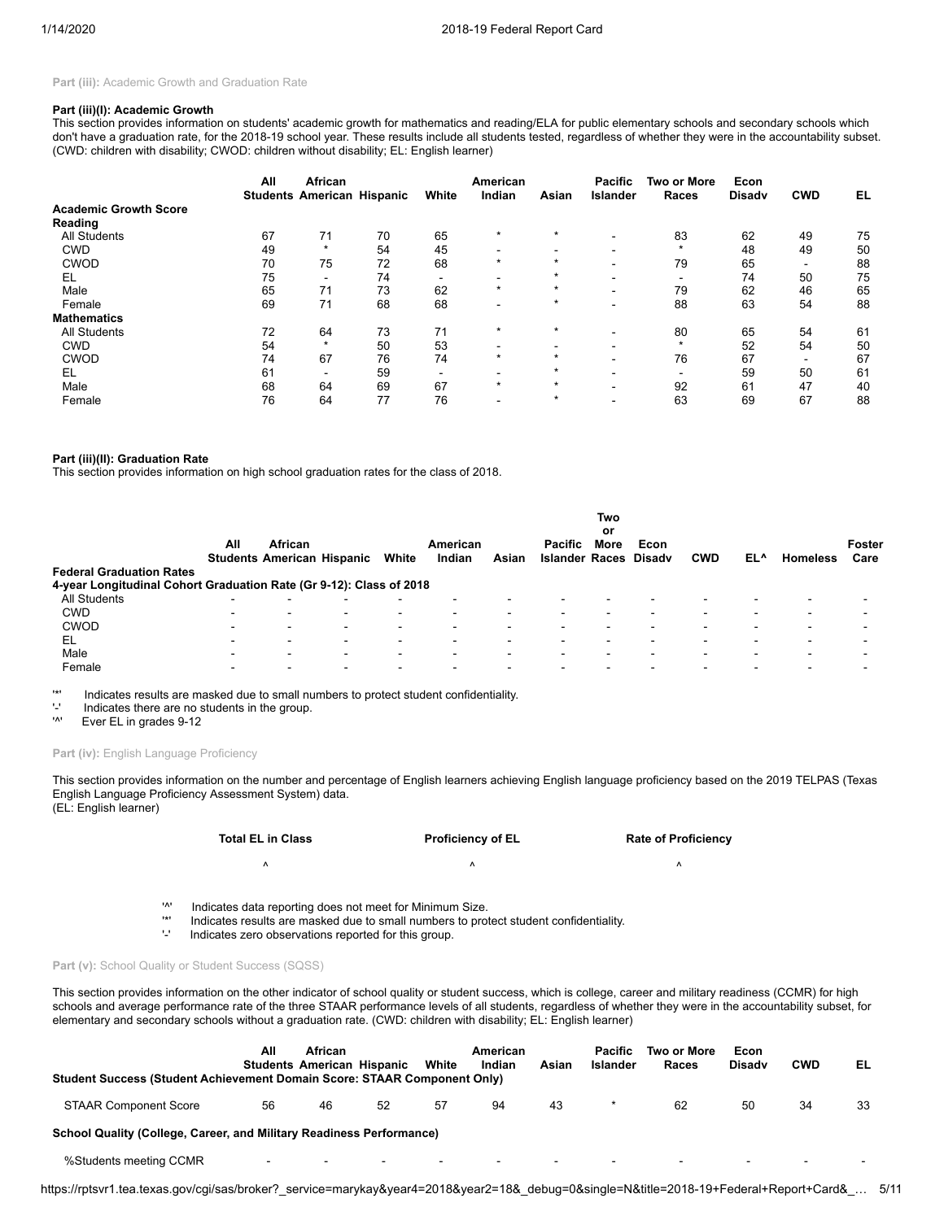**Part (iii):** Academic Growth and Graduation Rate

**Part (iii)(I): Academic Growth**

This section provides information on students' academic growth for mathematics and reading/ELA for public elementary schools and secondary schools which don't have a graduation rate, for the 2018-19 school year. These results include all students tested, regardless of whether they were in the accountability subset. (CWD: children with disability; CWOD: children without disability; EL: English learner)

| | All Students | African American | Hispanic | White | American Indian | Asian | Pacific Islander | Two or More Races | Econ Disadv | CWD | EL |
|---|---|---|---|---|---|---|---|---|---|---|---|
| **Academic Growth Score** | | | | | | | | | | | |
| **Reading** | | | | | | | | | | | |
| All Students | 67 | 71 | 70 | 65 | * | * | - | 83 | 62 | 49 | 75 |
| CWD | 49 | * | 54 | 45 | - | - | - | * | 48 | 49 | 50 |
| CWOD | 70 | 75 | 72 | 68 | * | * | - | 79 | 65 | - | 88 |
| EL | 75 | - | 74 | - | - | * | - | - | 74 | 50 | 75 |
| Male | 65 | 71 | 73 | 62 | * | * | - | 79 | 62 | 46 | 65 |
| Female | 69 | 71 | 68 | 68 | - | * | - | 88 | 63 | 54 | 88 |
| **Mathematics** | | | | | | | | | | | |
| All Students | 72 | 64 | 73 | 71 | * | * | - | 80 | 65 | 54 | 61 |
| CWD | 54 | * | 50 | 53 | - | - | - | * | 52 | 54 | 50 |
| CWOD | 74 | 67 | 76 | 74 | * | * | - | 76 | 67 | - | 67 |
| EL | 61 | - | 59 | - | - | * | - | - | 59 | 50 | 61 |
| Male | 68 | 64 | 69 | 67 | * | * | - | 92 | 61 | 47 | 40 |
| Female | 76 | 64 | 77 | 76 | - | * | - | 63 | 69 | 67 | 88 |

**Part (iii)(II): Graduation Rate**

This section provides information on high school graduation rates for the class of 2018.

| | All Students | African American | Hispanic | White | American Indian | Asian | Pacific Islander | Two or More Races | Econ Disadv | CWD | EL^ | Homeless | Foster Care |
|---|---|---|---|---|---|---|---|---|---|---|---|---|---|
| **Federal Graduation Rates** | | | | | | | | | | | | | |
| **4-year Longitudinal Cohort Graduation Rate (Gr 9-12): Class of 2018** | | | | | | | | | | | | | |
| All Students | - | - | - | - | - | - | - | - | - | - | - | - | - |
| CWD | - | - | - | - | - | - | - | - | - | - | - | - | - |
| CWOD | - | - | - | - | - | - | - | - | - | - | - | - | - |
| EL | - | - | - | - | - | - | - | - | - | - | - | - | - |
| Male | - | - | - | - | - | - | - | - | - | - | - | - | - |
| Female | - | - | - | - | - | - | - | - | - | - | - | - | - |

'*' Indicates results are masked due to small numbers to protect student confidentiality.
'-' Indicates there are no students in the group.
'^' Ever EL in grades 9-12

**Part (iv):** English Language Proficiency

This section provides information on the number and percentage of English learners achieving English language proficiency based on the 2019 TELPAS (Texas English Language Proficiency Assessment System) data.
(EL: English learner)

| Total EL in Class | Proficiency of EL | Rate of Proficiency |
|---|---|---|
| ^ | ^ | ^ |

'^' Indicates data reporting does not meet for Minimum Size.
'*' Indicates results are masked due to small numbers to protect student confidentiality.
'-' Indicates zero observations reported for this group.

**Part (v):** School Quality or Student Success (SQSS)

This section provides information on the other indicator of school quality or student success, which is college, career and military readiness (CCMR) for high schools and average performance rate of the three STAAR performance levels of all students, regardless of whether they were in the accountability subset, for elementary and secondary schools without a graduation rate. (CWD: children with disability; EL: English learner)

| | All Students | African American | Hispanic | White | American Indian | Asian | Pacific Islander | Two or More Races | Econ Disadv | CWD | EL |
|---|---|---|---|---|---|---|---|---|---|---|---|
| **Student Success (Student Achievement Domain Score: STAAR Component Only)** | | | | | | | | | | | |
| STAAR Component Score | 56 | 46 | 52 | 57 | 94 | 43 | * | 62 | 50 | 34 | 33 |
| **School Quality (College, Career, and Military Readiness Performance)** | | | | | | | | | | | |
| %Students meeting CCMR | - | - | - | - | - | - | - | - | - | - | - |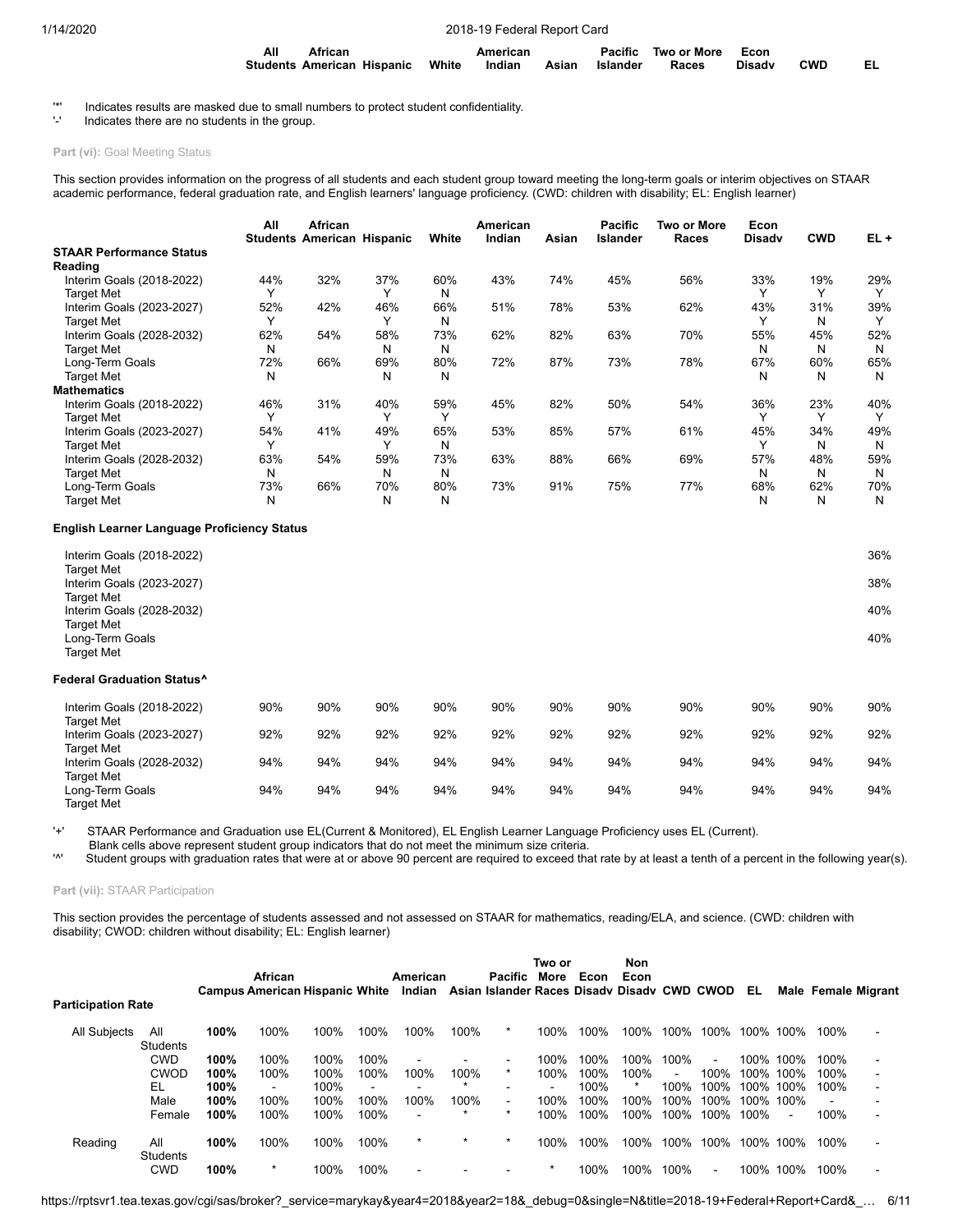| | All Students | African American | Hispanic | White | American Indian | Asian | Pacific Islander | Two or More Races | Econ Disadv | CWD | EL |
|---|---|---|---|---|---|---|---|---|---|---|---|

'*' Indicates results are masked due to small numbers to protect student confidentiality.
'-' Indicates there are no students in the group.

**Part (vi):** Goal Meeting Status

This section provides information on the progress of all students and each student group toward meeting the long-term goals or interim objectives on STAAR academic performance, federal graduation rate, and English learners' language proficiency. (CWD: children with disability; EL: English learner)

| | All Students | African American | Hispanic | White | American Indian | Asian | Pacific Islander | Two or More Races | Econ Disadv | CWD | EL + |
|---|---|---|---|---|---|---|---|---|---|---|---|
| **STAAR Performance Status** | | | | | | | | | | | |
| **Reading** | | | | | | | | | | | |
| Interim Goals (2018-2022) | 44% | 32% | 37% | 60% | 43% | 74% | 45% | 56% | 33% | 19% | 29% |
| Target Met | Y | | Y | N | | | | | Y | Y | Y |
| Interim Goals (2023-2027) | 52% | 42% | 46% | 66% | 51% | 78% | 53% | 62% | 43% | 31% | 39% |
| Target Met | Y | | Y | N | | | | | Y | N | Y |
| Interim Goals (2028-2032) | 62% | 54% | 58% | 73% | 62% | 82% | 63% | 70% | 55% | 45% | 52% |
| Target Met | N | | N | N | | | | | N | N | N |
| Long-Term Goals | 72% | 66% | 69% | 80% | 72% | 87% | 73% | 78% | 67% | 60% | 65% |
| Target Met | N | | N | N | | | | | N | N | N |
| **Mathematics** | | | | | | | | | | | |
| Interim Goals (2018-2022) | 46% | 31% | 40% | 59% | 45% | 82% | 50% | 54% | 36% | 23% | 40% |
| Target Met | Y | | Y | Y | | | | | Y | Y | Y |
| Interim Goals (2023-2027) | 54% | 41% | 49% | 65% | 53% | 85% | 57% | 61% | 45% | 34% | 49% |
| Target Met | Y | | Y | N | | | | | Y | N | N |
| Interim Goals (2028-2032) | 63% | 54% | 59% | 73% | 63% | 88% | 66% | 69% | 57% | 48% | 59% |
| Target Met | N | | N | N | | | | | N | N | N |
| Long-Term Goals | 73% | 66% | 70% | 80% | 73% | 91% | 75% | 77% | 68% | 62% | 70% |
| Target Met | N | | N | N | | | | | N | N | N |
| **English Learner Language Proficiency Status** | | | | | | | | | | | |
| Interim Goals (2018-2022) | | | | | | | | | | | 36% |
| Target Met | | | | | | | | | | | |
| Interim Goals (2023-2027) | | | | | | | | | | | 38% |
| Target Met | | | | | | | | | | | |
| Interim Goals (2028-2032) | | | | | | | | | | | 40% |
| Target Met | | | | | | | | | | | |
| Long-Term Goals | | | | | | | | | | | 40% |
| Target Met | | | | | | | | | | | |
| **Federal Graduation Status^** | | | | | | | | | | | |
| Interim Goals (2018-2022) | 90% | 90% | 90% | 90% | 90% | 90% | 90% | 90% | 90% | 90% | 90% |
| Target Met | | | | | | | | | | | |
| Interim Goals (2023-2027) | 92% | 92% | 92% | 92% | 92% | 92% | 92% | 92% | 92% | 92% | 92% |
| Target Met | | | | | | | | | | | |
| Interim Goals (2028-2032) | 94% | 94% | 94% | 94% | 94% | 94% | 94% | 94% | 94% | 94% | 94% |
| Target Met | | | | | | | | | | | |
| Long-Term Goals | 94% | 94% | 94% | 94% | 94% | 94% | 94% | 94% | 94% | 94% | 94% |
| Target Met | | | | | | | | | | | |

'+' STAAR Performance and Graduation use EL(Current & Monitored), EL English Learner Language Proficiency uses EL (Current).
Blank cells above represent student group indicators that do not meet the minimum size criteria.
'^' Student groups with graduation rates that were at or above 90 percent are required to exceed that rate by at least a tenth of a percent in the following year(s).

**Part (vii):** STAAR Participation

This section provides the percentage of students assessed and not assessed on STAAR for mathematics, reading/ELA, and science. (CWD: children with disability; CWOD: children without disability; EL: English learner)

| Participation Rate | | Campus | African American | Hispanic | White | American Indian | Asian | Pacific Islander | Two or More Races | Econ Disadv | Non Econ Disadv | CWD | CWOD | EL | Male | Female | Migrant |
|---|---|---|---|---|---|---|---|---|---|---|---|---|---|---|---|---|---|
| All Subjects | All Students | **100%** | 100% | 100% | 100% | 100% | 100% | * | 100% | 100% | 100% | 100% | 100% | 100% | 100% | 100% | - |
| | CWD | **100%** | 100% | 100% | 100% | - | - | - | 100% | 100% | 100% | 100% | - | 100% | 100% | 100% | - |
| | CWOD | **100%** | 100% | 100% | 100% | 100% | 100% | * | 100% | 100% | 100% | - | 100% | 100% | 100% | 100% | - |
| | EL | **100%** | - | 100% | - | - | * | - | - | 100% | * | 100% | 100% | 100% | 100% | 100% | - |
| | Male | **100%** | 100% | 100% | 100% | 100% | 100% | - | 100% | 100% | 100% | 100% | 100% | 100% | 100% | - | - |
| | Female | **100%** | 100% | 100% | 100% | - | * | * | 100% | 100% | 100% | 100% | 100% | 100% | - | 100% | - |
| Reading | All Students | **100%** | 100% | 100% | 100% | * | * | * | 100% | 100% | 100% | 100% | 100% | 100% | 100% | 100% | - |
| | CWD | **100%** | * | 100% | 100% | - | - | - | * | 100% | 100% | 100% | - | 100% | 100% | 100% | - |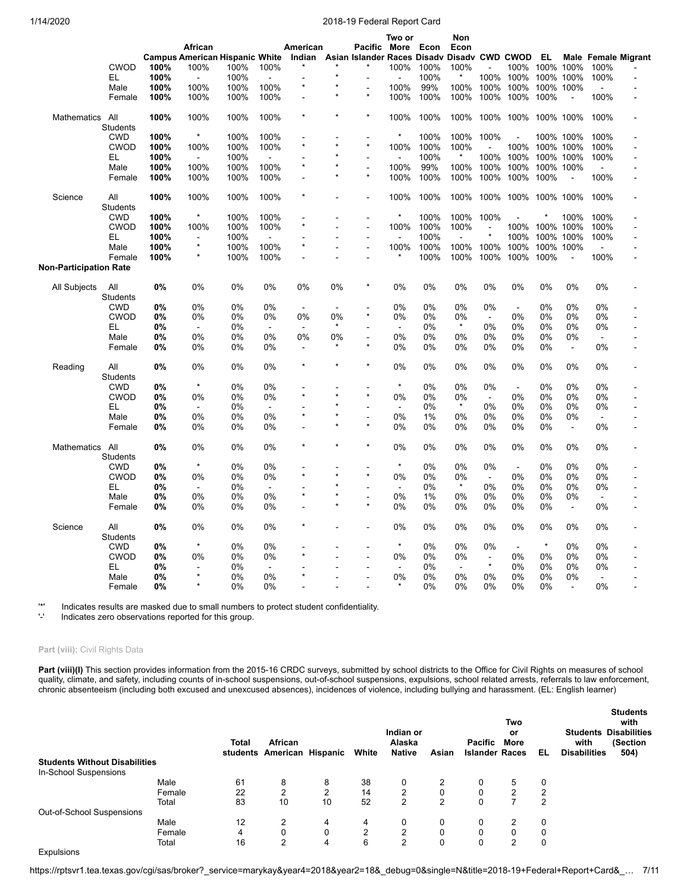| | | Campus | African American | Hispanic | White | American Indian | Asian | Pacific Islander | Two or More Races | Econ Disadv | Non Econ Disadv | CWD | CWOD | EL | Male | Female | Migrant |
|---|---|---|---|---|---|---|---|---|---|---|---|---|---|---|---|---|---|
| | CWOD | **100%** | 100% | 100% | 100% | * | * | * | 100% | 100% | 100% | - | 100% | 100% | 100% | 100% | - |
| | EL | **100%** | - | 100% | - | - | * | - | - | 100% | * | 100% | 100% | 100% | 100% | 100% | - |
| | Male | **100%** | 100% | 100% | 100% | * | * | - | 100% | 99% | 100% | 100% | 100% | 100% | 100% | - | - |
| | Female | **100%** | 100% | 100% | 100% | - | * | * | 100% | 100% | 100% | 100% | 100% | 100% | - | 100% | - |
| Mathematics | All Students | **100%** | 100% | 100% | 100% | * | * | * | 100% | 100% | 100% | 100% | 100% | 100% | 100% | 100% | - |
| | CWD | **100%** | * | 100% | 100% | - | - | - | * | 100% | 100% | 100% | - | 100% | 100% | 100% | - |
| | CWOD | **100%** | 100% | 100% | 100% | * | * | * | 100% | 100% | 100% | - | 100% | 100% | 100% | 100% | - |
| | EL | **100%** | - | 100% | - | - | * | - | - | 100% | * | 100% | 100% | 100% | 100% | 100% | - |
| | Male | **100%** | 100% | 100% | 100% | * | * | - | 100% | 99% | 100% | 100% | 100% | 100% | 100% | - | - |
| | Female | **100%** | 100% | 100% | 100% | - | * | * | 100% | 100% | 100% | 100% | 100% | 100% | - | 100% | - |
| Science | All Students | **100%** | 100% | 100% | 100% | * | - | - | 100% | 100% | 100% | 100% | 100% | 100% | 100% | 100% | - |
| | CWD | **100%** | * | 100% | 100% | - | - | - | * | 100% | 100% | 100% | - | * | 100% | 100% | - |
| | CWOD | **100%** | 100% | 100% | 100% | * | - | - | 100% | 100% | 100% | - | 100% | 100% | 100% | 100% | - |
| | EL | **100%** | - | 100% | - | - | - | - | - | 100% | - | * | 100% | 100% | 100% | 100% | - |
| | Male | **100%** | * | 100% | 100% | * | - | - | 100% | 100% | 100% | 100% | 100% | 100% | 100% | - | - |
| | Female | **100%** | * | 100% | 100% | - | - | - | * | 100% | 100% | 100% | 100% | 100% | - | 100% | - |
| **Non-Participation Rate** | | | | | | | | | | | | | | | | | |
| All Subjects | All Students | **0%** | 0% | 0% | 0% | 0% | 0% | * | 0% | 0% | 0% | 0% | 0% | 0% | 0% | 0% | - |
| | CWD | **0%** | 0% | 0% | 0% | - | - | - | 0% | 0% | 0% | 0% | - | 0% | 0% | 0% | - |
| | CWOD | **0%** | 0% | 0% | 0% | 0% | 0% | * | 0% | 0% | 0% | - | 0% | 0% | 0% | 0% | - |
| | EL | **0%** | - | 0% | - | - | * | - | - | 0% | * | 0% | 0% | 0% | 0% | 0% | - |
| | Male | **0%** | 0% | 0% | 0% | 0% | 0% | - | 0% | 0% | 0% | 0% | 0% | 0% | 0% | - | - |
| | Female | **0%** | 0% | 0% | 0% | - | * | * | 0% | 0% | 0% | 0% | 0% | 0% | - | 0% | - |
| Reading | All Students | **0%** | 0% | 0% | 0% | * | * | * | 0% | 0% | 0% | 0% | 0% | 0% | 0% | 0% | - |
| | CWD | **0%** | * | 0% | 0% | - | - | - | * | 0% | 0% | 0% | - | 0% | 0% | 0% | - |
| | CWOD | **0%** | 0% | 0% | 0% | * | * | * | 0% | 0% | 0% | - | 0% | 0% | 0% | 0% | - |
| | EL | **0%** | - | 0% | - | - | * | - | - | 0% | * | 0% | 0% | 0% | 0% | 0% | - |
| | Male | **0%** | 0% | 0% | 0% | * | * | - | 0% | 1% | 0% | 0% | 0% | 0% | 0% | - | - |
| | Female | **0%** | 0% | 0% | 0% | - | * | * | 0% | 0% | 0% | 0% | 0% | 0% | - | 0% | - |
| Mathematics | All Students | **0%** | 0% | 0% | 0% | * | * | * | 0% | 0% | 0% | 0% | 0% | 0% | 0% | 0% | - |
| | CWD | **0%** | * | 0% | 0% | - | - | - | * | 0% | 0% | 0% | - | 0% | 0% | 0% | - |
| | CWOD | **0%** | 0% | 0% | 0% | * | * | * | 0% | 0% | 0% | - | 0% | 0% | 0% | 0% | - |
| | EL | **0%** | - | 0% | - | - | * | - | - | 0% | * | 0% | 0% | 0% | 0% | 0% | - |
| | Male | **0%** | 0% | 0% | 0% | * | * | - | 0% | 1% | 0% | 0% | 0% | 0% | 0% | - | - |
| | Female | **0%** | 0% | 0% | 0% | - | * | * | 0% | 0% | 0% | 0% | 0% | 0% | - | 0% | - |
| Science | All Students | **0%** | 0% | 0% | 0% | * | - | - | 0% | 0% | 0% | 0% | 0% | 0% | 0% | 0% | - |
| | CWD | **0%** | * | 0% | 0% | - | - | - | * | 0% | 0% | 0% | - | * | 0% | 0% | - |
| | CWOD | **0%** | 0% | 0% | 0% | * | - | - | 0% | 0% | 0% | - | 0% | 0% | 0% | 0% | - |
| | EL | **0%** | - | 0% | - | - | - | - | - | 0% | - | * | 0% | 0% | 0% | 0% | - |
| | Male | **0%** | * | 0% | 0% | * | - | - | 0% | 0% | 0% | 0% | 0% | 0% | 0% | - | - |
| | Female | **0%** | * | 0% | 0% | - | - | - | * | 0% | 0% | 0% | 0% | 0% | - | 0% | - |

'*' Indicates results are masked due to small numbers to protect student confidentiality.
'-' Indicates zero observations reported for this group.

**Part (viii):** Civil Rights Data

**Part (viii)(I)** This section provides information from the 2015-16 CRDC surveys, submitted by school districts to the Office for Civil Rights on measures of school quality, climate, and safety, including counts of in-school suspensions, out-of-school suspensions, expulsions, school related arrests, referrals to law enforcement, chronic absenteeism (including both excused and unexcused absences), incidences of violence, including bullying and harassment. (EL: English learner)

| | | Total students | African American | Hispanic | White | Indian or Alaska Native | Asian | Pacific Islander | Two or More Races | EL | Students with Disabilities | Students with Disabilities (Section 504) |
|---|---|---|---|---|---|---|---|---|---|---|---|---|
| **Students Without Disabilities** | | | | | | | | | | | | |
| In-School Suspensions | | | | | | | | | | | | |
| | Male | 61 | 8 | 8 | 38 | 0 | 2 | 0 | 5 | 0 | | |
| | Female | 22 | 2 | 2 | 14 | 2 | 0 | 0 | 2 | 2 | | |
| | Total | 83 | 10 | 10 | 52 | 2 | 2 | 0 | 7 | 2 | | |
| Out-of-School Suspensions | | | | | | | | | | | | |
| | Male | 12 | 2 | 4 | 4 | 0 | 0 | 0 | 2 | 0 | | |
| | Female | 4 | 0 | 0 | 2 | 2 | 0 | 0 | 0 | 0 | | |
| | Total | 16 | 2 | 4 | 6 | 2 | 0 | 0 | 2 | 0 | | |
| Expulsions | | | | | | | | | | | | |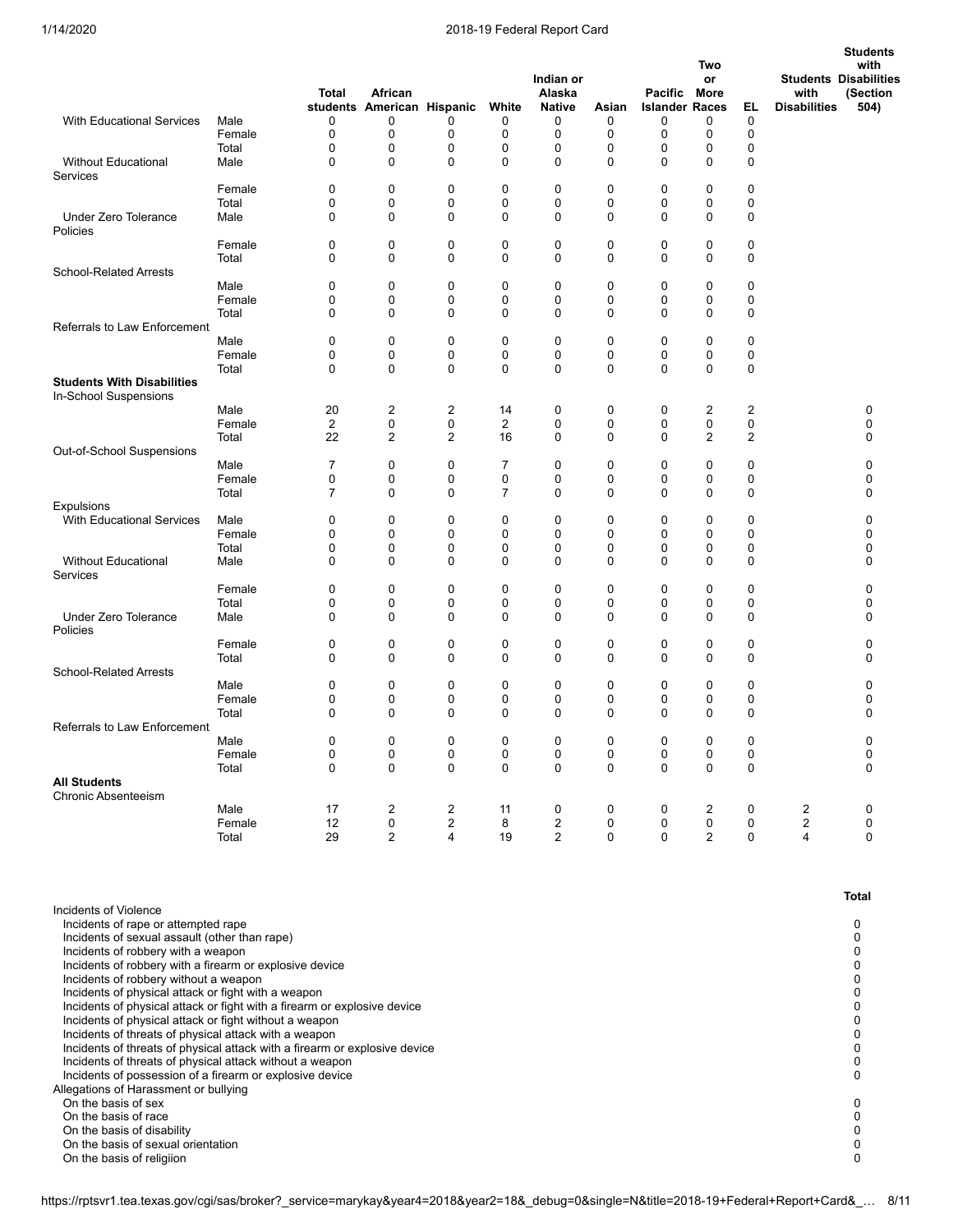| | | Total students | African American | Hispanic | White | Indian or Alaska Native | Asian | Pacific Islander | Two or More Races | EL | Students with Disabilities | Students with Disabilities (Section 504) |
|---|---|---|---|---|---|---|---|---|---|---|---|---|
| With Educational Services | Male | 0 | 0 | 0 | 0 | 0 | 0 | 0 | 0 | 0 | | |
| | Female | 0 | 0 | 0 | 0 | 0 | 0 | 0 | 0 | 0 | | |
| | Total | 0 | 0 | 0 | 0 | 0 | 0 | 0 | 0 | 0 | | |
| Without Educational Services | Male | 0 | 0 | 0 | 0 | 0 | 0 | 0 | 0 | 0 | | |
| | Female | 0 | 0 | 0 | 0 | 0 | 0 | 0 | 0 | 0 | | |
| | Total | 0 | 0 | 0 | 0 | 0 | 0 | 0 | 0 | 0 | | |
| Under Zero Tolerance Policies | Male | 0 | 0 | 0 | 0 | 0 | 0 | 0 | 0 | 0 | | |
| | Female | 0 | 0 | 0 | 0 | 0 | 0 | 0 | 0 | 0 | | |
| | Total | 0 | 0 | 0 | 0 | 0 | 0 | 0 | 0 | 0 | | |
| School-Related Arrests | | | | | | | | | | | | |
| | Male | 0 | 0 | 0 | 0 | 0 | 0 | 0 | 0 | 0 | | |
| | Female | 0 | 0 | 0 | 0 | 0 | 0 | 0 | 0 | 0 | | |
| | Total | 0 | 0 | 0 | 0 | 0 | 0 | 0 | 0 | 0 | | |
| Referrals to Law Enforcement | | | | | | | | | | | | |
| | Male | 0 | 0 | 0 | 0 | 0 | 0 | 0 | 0 | 0 | | |
| | Female | 0 | 0 | 0 | 0 | 0 | 0 | 0 | 0 | 0 | | |
| | Total | 0 | 0 | 0 | 0 | 0 | 0 | 0 | 0 | 0 | | |
| **Students With Disabilities** | | | | | | | | | | | | |
| In-School Suspensions | | | | | | | | | | | | |
| | Male | 20 | 2 | 2 | 14 | 0 | 0 | 0 | 2 | 2 | | 0 |
| | Female | 2 | 0 | 0 | 2 | 0 | 0 | 0 | 0 | 0 | | 0 |
| | Total | 22 | 2 | 2 | 16 | 0 | 0 | 0 | 2 | 2 | | 0 |
| Out-of-School Suspensions | | | | | | | | | | | | |
| | Male | 7 | 0 | 0 | 7 | 0 | 0 | 0 | 0 | 0 | | 0 |
| | Female | 0 | 0 | 0 | 0 | 0 | 0 | 0 | 0 | 0 | | 0 |
| | Total | 7 | 0 | 0 | 7 | 0 | 0 | 0 | 0 | 0 | | 0 |
| Expulsions | | | | | | | | | | | | |
| With Educational Services | Male | 0 | 0 | 0 | 0 | 0 | 0 | 0 | 0 | 0 | | 0 |
| | Female | 0 | 0 | 0 | 0 | 0 | 0 | 0 | 0 | 0 | | 0 |
| | Total | 0 | 0 | 0 | 0 | 0 | 0 | 0 | 0 | 0 | | 0 |
| Without Educational Services | Male | 0 | 0 | 0 | 0 | 0 | 0 | 0 | 0 | 0 | | 0 |
| | Female | 0 | 0 | 0 | 0 | 0 | 0 | 0 | 0 | 0 | | 0 |
| | Total | 0 | 0 | 0 | 0 | 0 | 0 | 0 | 0 | 0 | | 0 |
| Under Zero Tolerance Policies | Male | 0 | 0 | 0 | 0 | 0 | 0 | 0 | 0 | 0 | | 0 |
| | Female | 0 | 0 | 0 | 0 | 0 | 0 | 0 | 0 | 0 | | 0 |
| | Total | 0 | 0 | 0 | 0 | 0 | 0 | 0 | 0 | 0 | | 0 |
| School-Related Arrests | | | | | | | | | | | | |
| | Male | 0 | 0 | 0 | 0 | 0 | 0 | 0 | 0 | 0 | | 0 |
| | Female | 0 | 0 | 0 | 0 | 0 | 0 | 0 | 0 | 0 | | 0 |
| | Total | 0 | 0 | 0 | 0 | 0 | 0 | 0 | 0 | 0 | | 0 |
| Referrals to Law Enforcement | | | | | | | | | | | | |
| | Male | 0 | 0 | 0 | 0 | 0 | 0 | 0 | 0 | 0 | | 0 |
| | Female | 0 | 0 | 0 | 0 | 0 | 0 | 0 | 0 | 0 | | 0 |
| | Total | 0 | 0 | 0 | 0 | 0 | 0 | 0 | 0 | 0 | | 0 |
| **All Students** | | | | | | | | | | | | |
| Chronic Absenteeism | | | | | | | | | | | | |
| | Male | 17 | 2 | 2 | 11 | 0 | 0 | 0 | 2 | 0 | 2 | 0 |
| | Female | 12 | 0 | 2 | 8 | 2 | 0 | 0 | 0 | 0 | 2 | 0 |
| | Total | 29 | 2 | 4 | 19 | 2 | 0 | 0 | 2 | 0 | 4 | 0 |

| | Total |
|---|---|
| Incidents of Violence | |
| Incidents of rape or attempted rape | 0 |
| Incidents of sexual assault (other than rape) | 0 |
| Incidents of robbery with a weapon | 0 |
| Incidents of robbery with a firearm or explosive device | 0 |
| Incidents of robbery without a weapon | 0 |
| Incidents of physical attack or fight with a weapon | 0 |
| Incidents of physical attack or fight with a firearm or explosive device | 0 |
| Incidents of physical attack or fight without a weapon | 0 |
| Incidents of threats of physical attack with a weapon | 0 |
| Incidents of threats of physical attack with a firearm or explosive device | 0 |
| Incidents of threats of physical attack without a weapon | 0 |
| Incidents of possession of a firearm or explosive device | 0 |
| Allegations of Harassment or bullying | |
| On the basis of sex | 0 |
| On the basis of race | 0 |
| On the basis of disability | 0 |
| On the basis of sexual orientation | 0 |
| On the basis of religiion | 0 |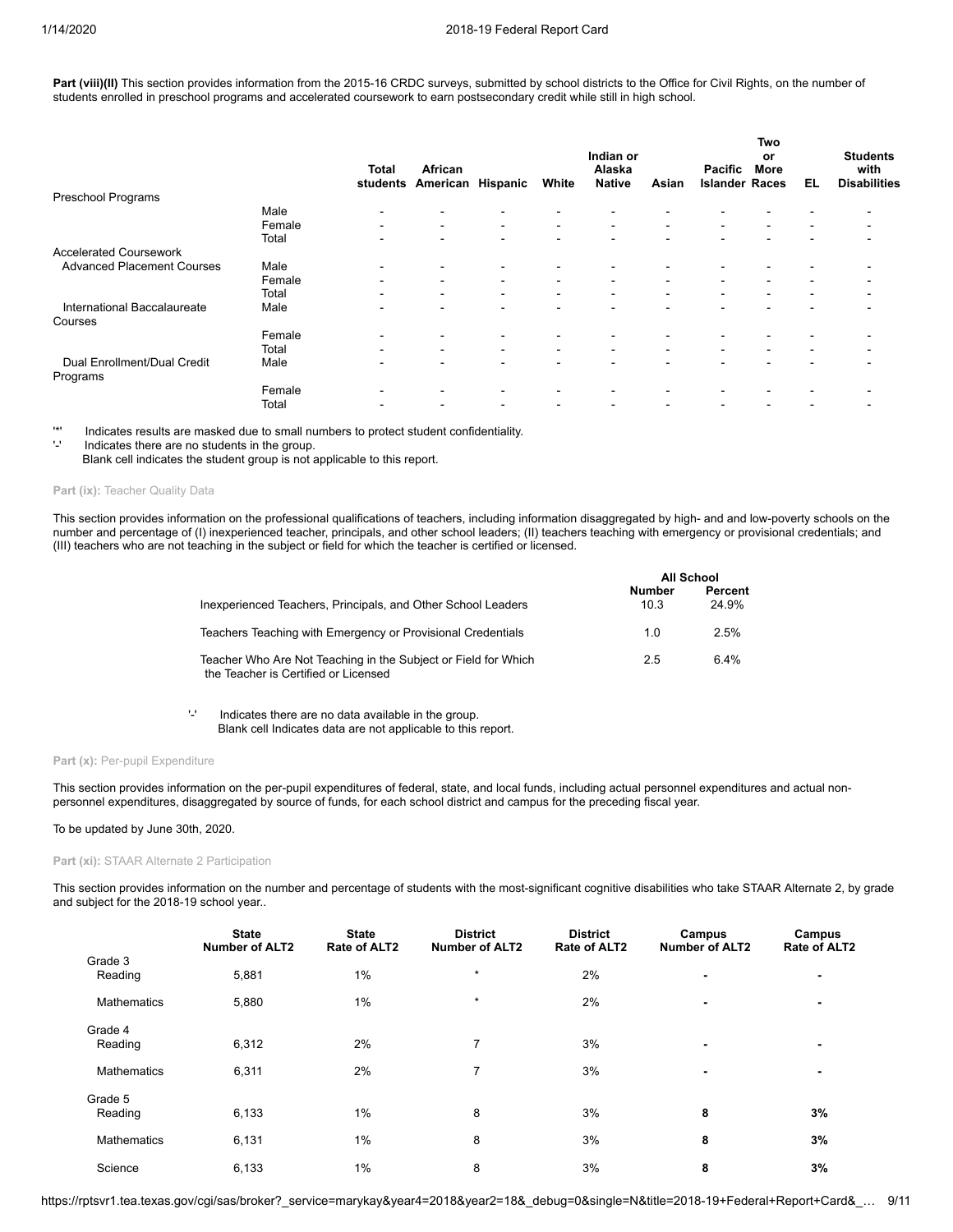**Part (viii)(II)** This section provides information from the 2015-16 CRDC surveys, submitted by school districts to the Office for Civil Rights, on the number of students enrolled in preschool programs and accelerated coursework to earn postsecondary credit while still in high school.

| | | Total students | African American | Hispanic | White | Indian or Alaska Native | Asian | Pacific Islander | Two or More Races | EL | Students with Disabilities |
|---|---|---|---|---|---|---|---|---|---|---|---|
| Preschool Programs | | | | | | | | | | | |
| | Male | - | - | - | - | - | - | - | - | - | - |
| | Female | - | - | - | - | - | - | - | - | - | - |
| | Total | - | - | - | - | - | - | - | - | - | - |
| Accelerated Coursework | | | | | | | | | | | |
| Advanced Placement Courses | Male | - | - | - | - | - | - | - | - | - | - |
| | Female | - | - | - | - | - | - | - | - | - | - |
| | Total | - | - | - | - | - | - | - | - | - | - |
| International Baccalaureate Courses | Male | - | - | - | - | - | - | - | - | - | - |
| | Female | - | - | - | - | - | - | - | - | - | - |
| | Total | - | - | - | - | - | - | - | - | - | - |
| Dual Enrollment/Dual Credit Programs | Male | - | - | - | - | - | - | - | - | - | - |
| | Female | - | - | - | - | - | - | - | - | - | - |
| | Total | - | - | - | - | - | - | - | - | - | - |

'*' Indicates results are masked due to small numbers to protect student confidentiality.
'-' Indicates there are no students in the group.
Blank cell indicates the student group is not applicable to this report.

**Part (ix):** Teacher Quality Data

This section provides information on the professional qualifications of teachers, including information disaggregated by high- and and low-poverty schools on the number and percentage of (I) inexperienced teacher, principals, and other school leaders; (II) teachers teaching with emergency or provisional credentials; and (III) teachers who are not teaching in the subject or field for which the teacher is certified or licensed.

| | All School | |
|---|---|---|
| | Number | Percent |
| Inexperienced Teachers, Principals, and Other School Leaders | 10.3 | 24.9% |
| Teachers Teaching with Emergency or Provisional Credentials | 1.0 | 2.5% |
| Teacher Who Are Not Teaching in the Subject or Field for Which the Teacher is Certified or Licensed | 2.5 | 6.4% |

'-' Indicates there are no data available in the group.
Blank cell Indicates data are not applicable to this report.

**Part (x):** Per-pupil Expenditure

This section provides information on the per-pupil expenditures of federal, state, and local funds, including actual personnel expenditures and actual non-personnel expenditures, disaggregated by source of funds, for each school district and campus for the preceding fiscal year.

To be updated by June 30th, 2020.

**Part (xi):** STAAR Alternate 2 Participation

This section provides information on the number and percentage of students with the most-significant cognitive disabilities who take STAAR Alternate 2, by grade and subject for the 2018-19 school year..

| | State Number of ALT2 | State Rate of ALT2 | District Number of ALT2 | District Rate of ALT2 | Campus Number of ALT2 | Campus Rate of ALT2 |
|---|---|---|---|---|---|---|
| Grade 3 | | | | | | |
| Reading | 5,881 | 1% | * | 2% | - | - |
| Mathematics | 5,880 | 1% | * | 2% | - | - |
| Grade 4 | | | | | | |
| Reading | 6,312 | 2% | 7 | 3% | - | - |
| Mathematics | 6,311 | 2% | 7 | 3% | - | - |
| Grade 5 | | | | | | |
| Reading | 6,133 | 1% | 8 | 3% | **8** | **3%** |
| Mathematics | 6,131 | 1% | 8 | 3% | **8** | **3%** |
| Science | 6,133 | 1% | 8 | 3% | **8** | **3%** |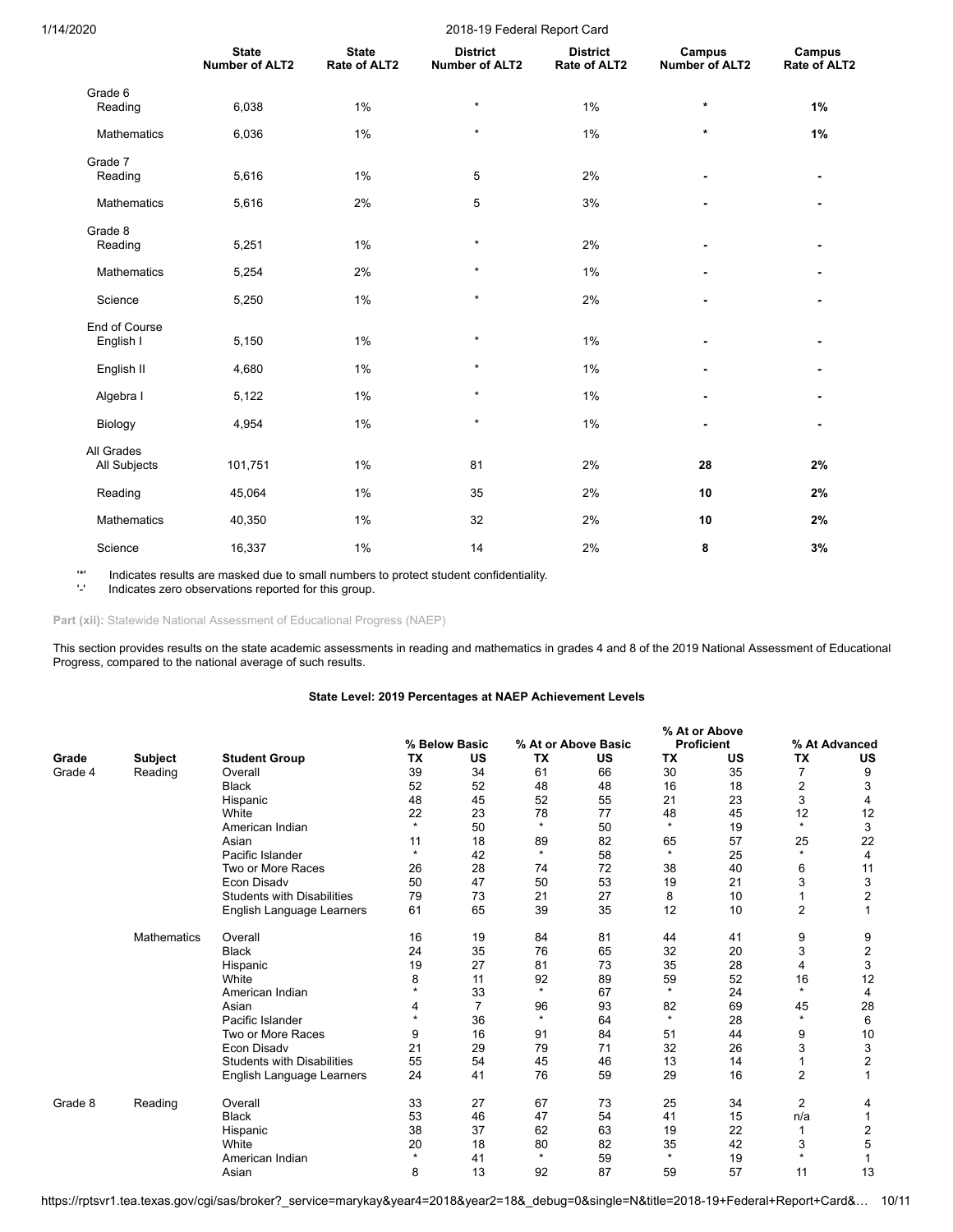| | State Number of ALT2 | State Rate of ALT2 | District Number of ALT2 | District Rate of ALT2 | Campus Number of ALT2 | Campus Rate of ALT2 |
|---|---|---|---|---|---|---|
| **Grade 6** | | | | | | |
| Reading | 6,038 | 1% | * | 1% | * | **1%** |
| Mathematics | 6,036 | 1% | * | 1% | * | **1%** |
| **Grade 7** | | | | | | |
| Reading | 5,616 | 1% | 5 | 2% | - | - |
| Mathematics | 5,616 | 2% | 5 | 3% | - | - |
| **Grade 8** | | | | | | |
| Reading | 5,251 | 1% | * | 2% | - | - |
| Mathematics | 5,254 | 2% | * | 1% | - | - |
| Science | 5,250 | 1% | * | 2% | - | - |
| **End of Course** | | | | | | |
| English I | 5,150 | 1% | * | 1% | - | - |
| English II | 4,680 | 1% | * | 1% | - | - |
| Algebra I | 5,122 | 1% | * | 1% | - | - |
| Biology | 4,954 | 1% | * | 1% | - | - |
| **All Grades** | | | | | | |
| All Subjects | 101,751 | 1% | 81 | 2% | **28** | **2%** |
| Reading | 45,064 | 1% | 35 | 2% | **10** | **2%** |
| Mathematics | 40,350 | 1% | 32 | 2% | **10** | **2%** |
| Science | 16,337 | 1% | 14 | 2% | **8** | **3%** |

'*' Indicates results are masked due to small numbers to protect student confidentiality.
'-' Indicates zero observations reported for this group.

**Part (xii):** Statewide National Assessment of Educational Progress (NAEP)

This section provides results on the state academic assessments in reading and mathematics in grades 4 and 8 of the 2019 National Assessment of Educational Progress, compared to the national average of such results.

### State Level: 2019 Percentages at NAEP Achievement Levels

| | | | % Below Basic | | % At or Above Basic | | % At or Above Proficient | | % At Advanced | |
|---|---|---|---|---|---|---|---|---|---|---|
| **Grade** | **Subject** | **Student Group** | **TX** | **US** | **TX** | **US** | **TX** | **US** | **TX** | **US** |
| Grade 4 | Reading | Overall | 39 | 34 | 61 | 66 | 30 | 35 | 7 | 9 |
| | | Black | 52 | 52 | 48 | 48 | 16 | 18 | 2 | 3 |
| | | Hispanic | 48 | 45 | 52 | 55 | 21 | 23 | 3 | 4 |
| | | White | 22 | 23 | 78 | 77 | 48 | 45 | 12 | 12 |
| | | American Indian | * | 50 | * | 50 | * | 19 | * | 3 |
| | | Asian | 11 | 18 | 89 | 82 | 65 | 57 | 25 | 22 |
| | | Pacific Islander | * | 42 | * | 58 | * | 25 | * | 4 |
| | | Two or More Races | 26 | 28 | 74 | 72 | 38 | 40 | 6 | 11 |
| | | Econ Disadv | 50 | 47 | 50 | 53 | 19 | 21 | 3 | 3 |
| | | Students with Disabilities | 79 | 73 | 21 | 27 | 8 | 10 | 1 | 2 |
| | | English Language Learners | 61 | 65 | 39 | 35 | 12 | 10 | 2 | 1 |
| | Mathematics | Overall | 16 | 19 | 84 | 81 | 44 | 41 | 9 | 9 |
| | | Black | 24 | 35 | 76 | 65 | 32 | 20 | 3 | 2 |
| | | Hispanic | 19 | 27 | 81 | 73 | 35 | 28 | 4 | 3 |
| | | White | 8 | 11 | 92 | 89 | 59 | 52 | 16 | 12 |
| | | American Indian | * | 33 | * | 67 | * | 24 | * | 4 |
| | | Asian | 4 | 7 | 96 | 93 | 82 | 69 | 45 | 28 |
| | | Pacific Islander | * | 36 | * | 64 | * | 28 | * | 6 |
| | | Two or More Races | 9 | 16 | 91 | 84 | 51 | 44 | 9 | 10 |
| | | Econ Disadv | 21 | 29 | 79 | 71 | 32 | 26 | 3 | 3 |
| | | Students with Disabilities | 55 | 54 | 45 | 46 | 13 | 14 | 1 | 2 |
| | | English Language Learners | 24 | 41 | 76 | 59 | 29 | 16 | 2 | 1 |
| Grade 8 | Reading | Overall | 33 | 27 | 67 | 73 | 25 | 34 | 2 | 4 |
| | | Black | 53 | 46 | 47 | 54 | 41 | 15 | n/a | 1 |
| | | Hispanic | 38 | 37 | 62 | 63 | 19 | 22 | 1 | 2 |
| | | White | 20 | 18 | 80 | 82 | 35 | 42 | 3 | 5 |
| | | American Indian | * | 41 | * | 59 | * | 19 | * | 1 |
| | | Asian | 8 | 13 | 92 | 87 | 59 | 57 | 11 | 13 |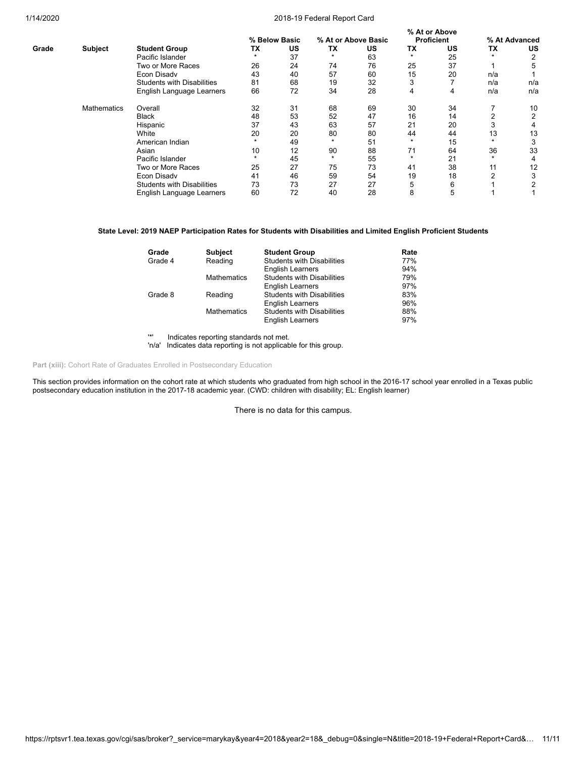| Grade | Subject | Student Group | % Below Basic | | % At or Above Basic | | % At or Above Proficient | | % At Advanced | |
|---|---|---|---|---|---|---|---|---|---|---|
| | | | TX | US | TX | US | TX | US | TX | US |
| | | Pacific Islander | * | 37 | * | 63 | * | 25 | * | 2 |
| | | Two or More Races | 26 | 24 | 74 | 76 | 25 | 37 | 1 | 5 |
| | | Econ Disadv | 43 | 40 | 57 | 60 | 15 | 20 | n/a | 1 |
| | | Students with Disabilities | 81 | 68 | 19 | 32 | 3 | 7 | n/a | n/a |
| | | English Language Learners | 66 | 72 | 34 | 28 | 4 | 4 | n/a | n/a |
| | Mathematics | Overall | 32 | 31 | 68 | 69 | 30 | 34 | 7 | 10 |
| | | Black | 48 | 53 | 52 | 47 | 16 | 14 | 2 | 2 |
| | | Hispanic | 37 | 43 | 63 | 57 | 21 | 20 | 3 | 4 |
| | | White | 20 | 20 | 80 | 80 | 44 | 44 | 13 | 13 |
| | | American Indian | * | 49 | * | 51 | * | 15 | * | 3 |
| | | Asian | 10 | 12 | 90 | 88 | 71 | 64 | 36 | 33 |
| | | Pacific Islander | * | 45 | * | 55 | * | 21 | * | 4 |
| | | Two or More Races | 25 | 27 | 75 | 73 | 41 | 38 | 11 | 12 |
| | | Econ Disadv | 41 | 46 | 59 | 54 | 19 | 18 | 2 | 3 |
| | | Students with Disabilities | 73 | 73 | 27 | 27 | 5 | 6 | 1 | 2 |
| | | English Language Learners | 60 | 72 | 40 | 28 | 8 | 5 | 1 | 1 |

**State Level: 2019 NAEP Participation Rates for Students with Disabilities and Limited English Proficient Students**

| Grade | Subject | Student Group | Rate |
|---|---|---|---|
| Grade 4 | Reading | Students with Disabilities | 77% |
| | | English Learners | 94% |
| | Mathematics | Students with Disabilities | 79% |
| | | English Learners | 97% |
| Grade 8 | Reading | Students with Disabilities | 83% |
| | | English Learners | 96% |
| | Mathematics | Students with Disabilities | 88% |
| | | English Learners | 97% |

'*' Indicates reporting standards not met.
'n/a' Indicates data reporting is not applicable for this group.

**Part (xiii):** Cohort Rate of Graduates Enrolled in Postsecondary Education

This section provides information on the cohort rate at which students who graduated from high school in the 2016-17 school year enrolled in a Texas public postsecondary education institution in the 2017-18 academic year. (CWD: children with disability; EL: English learner)

There is no data for this campus.